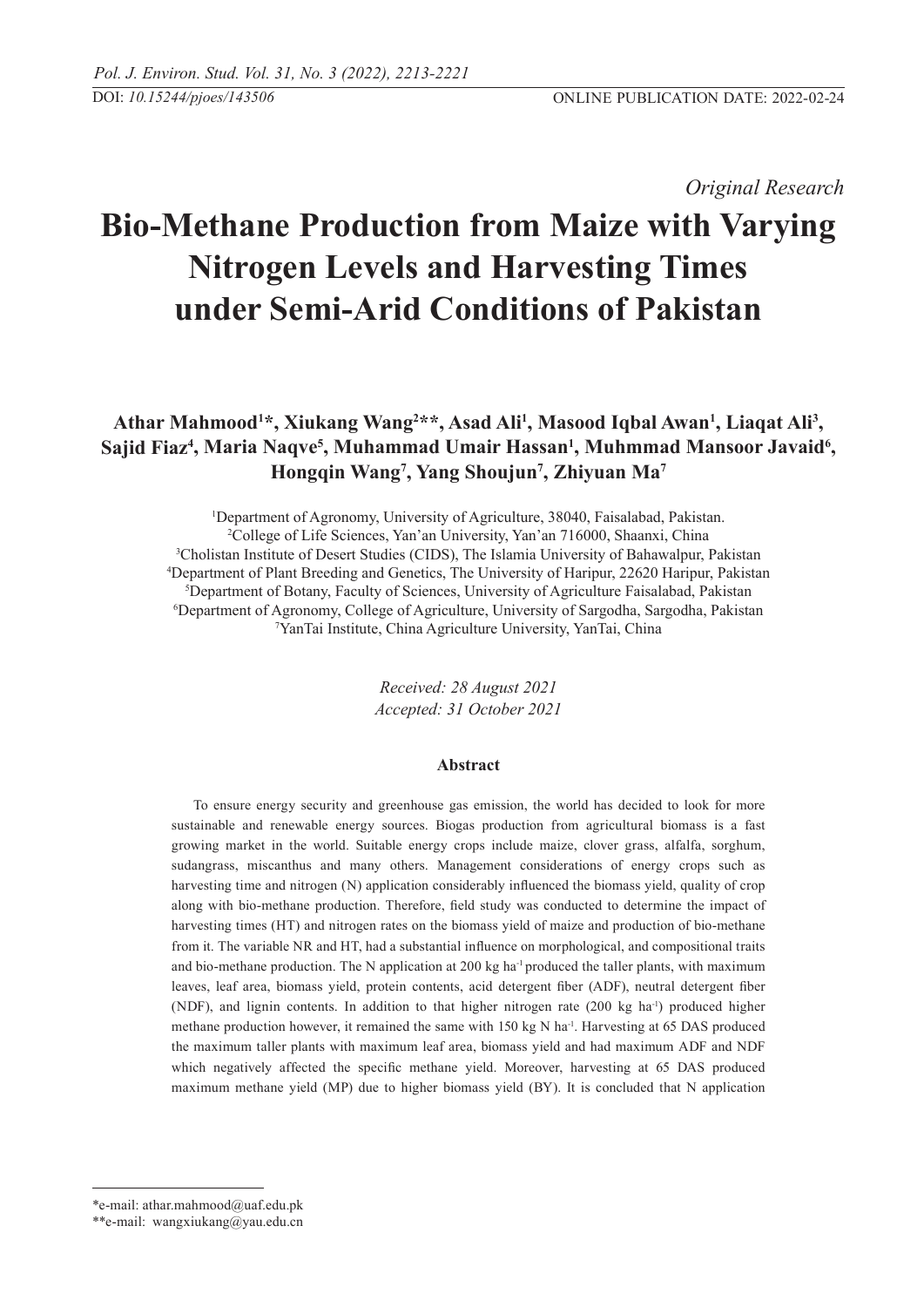DOI: *10.15244/pjoes/143506* ONLINE PUBLICATION DATE: 2022-02-24

*Original Research*

# Bio-Methane Production from Maize with Varying Nitrogen Levels and Harvesting Times under Semi-Arid Conditions of Pakistan

**Athar Mahmood[1]*, Xiukang Wang[2]**, Asad Ali[1], Masood Iqbal Awan[1], Liaqat Ali[3], Sajid Fiaz[4], Maria Naqve[5], Muhammad Umair Hassan[1], Muhmmad Mansoor Javaid[6], Hongqin Wang[7], Yang Shoujun[7], Zhiyuan Ma[7]**

[1]Department of Agronomy, University of Agriculture, 38040, Faisalabad, Pakistan.
[2]College of Life Sciences, Yan'an University, Yan'an 716000, Shaanxi, China
[3]Cholistan Institute of Desert Studies (CIDS), The Islamia University of Bahawalpur, Pakistan
[4]Department of Plant Breeding and Genetics, The University of Haripur, 22620 Haripur, Pakistan
[5]Department of Botany, Faculty of Sciences, University of Agriculture Faisalabad, Pakistan
[6]Department of Agronomy, College of Agriculture, University of Sargodha, Sargodha, Pakistan
[7]YanTai Institute, China Agriculture University, YanTai, China

*Received: 28 August 2021*
*Accepted: 31 October 2021*

## Abstract

To ensure energy security and greenhouse gas emission, the world has decided to look for more sustainable and renewable energy sources. Biogas production from agricultural biomass is a fast growing market in the world. Suitable energy crops include maize, clover grass, alfalfa, sorghum, sudangrass, miscanthus and many others. Management considerations of energy crops such as harvesting time and nitrogen (N) application considerably influenced the biomass yield, quality of crop along with bio-methane production. Therefore, field study was conducted to determine the impact of harvesting times (HT) and nitrogen rates on the biomass yield of maize and production of bio-methane from it. The variable NR and HT, had a substantial influence on morphological, and compositional traits and bio-methane production. The N application at 200 kg ha$^{-1}$ produced the taller plants, with maximum leaves, leaf area, biomass yield, protein contents, acid detergent fiber (ADF), neutral detergent fiber (NDF), and lignin contents. In addition to that higher nitrogen rate (200 kg ha$^{-1}$) produced higher methane production however, it remained the same with 150 kg N ha$^{-1}$. Harvesting at 65 DAS produced the maximum taller plants with maximum leaf area, biomass yield and had maximum ADF and NDF which negatively affected the specific methane yield. Moreover, harvesting at 65 DAS produced maximum methane yield (MP) due to higher biomass yield (BY). It is concluded that N application

*e-mail: athar.mahmood@uaf.edu.pk
**e-mail: wangxiukang@yau.edu.cn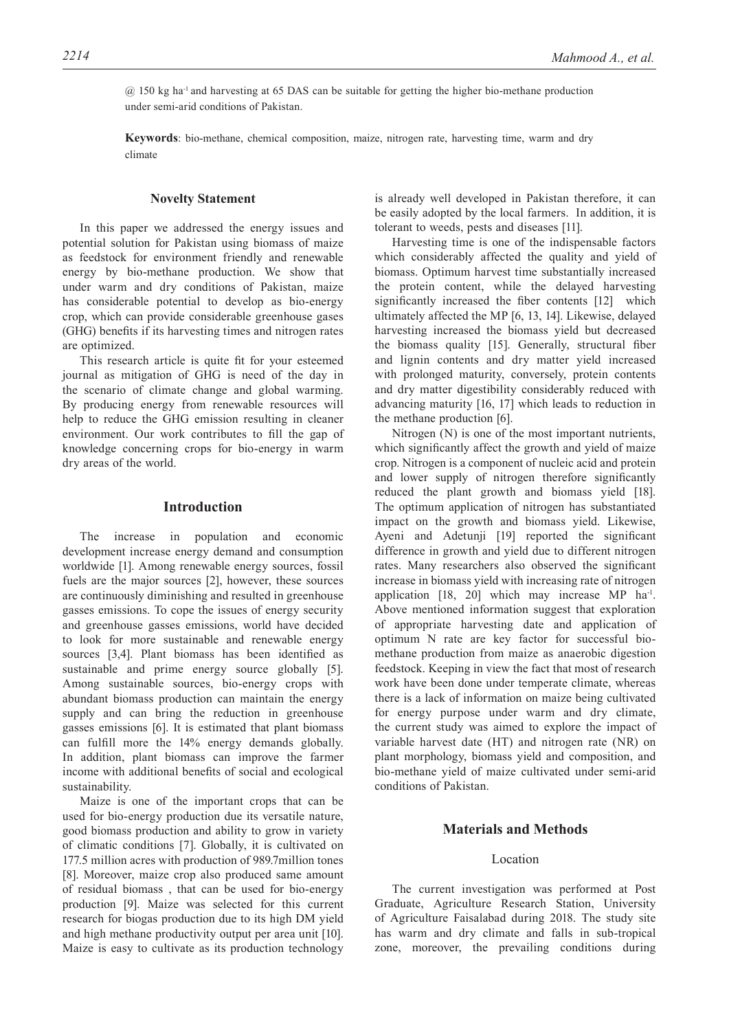@ 150 kg $ha^{-1}$ and harvesting at 65 DAS can be suitable for getting the higher bio-methane production under semi-arid conditions of Pakistan.

**Keywords**: bio-methane, chemical composition, maize, nitrogen rate, harvesting time, warm and dry climate

## Novelty Statement

In this paper we addressed the energy issues and potential solution for Pakistan using biomass of maize as feedstock for environment friendly and renewable energy by bio-methane production. We show that under warm and dry conditions of Pakistan, maize has considerable potential to develop as bio-energy crop, which can provide considerable greenhouse gases (GHG) benefits if its harvesting times and nitrogen rates are optimized.

This research article is quite fit for your esteemed journal as mitigation of GHG is need of the day in the scenario of climate change and global warming. By producing energy from renewable resources will help to reduce the GHG emission resulting in cleaner environment. Our work contributes to fill the gap of knowledge concerning crops for bio-energy in warm dry areas of the world.

## Introduction

The increase in population and economic development increase energy demand and consumption worldwide [1]. Among renewable energy sources, fossil fuels are the major sources [2], however, these sources are continuously diminishing and resulted in greenhouse gasses emissions. To cope the issues of energy security and greenhouse gasses emissions, world have decided to look for more sustainable and renewable energy sources [3,4]. Plant biomass has been identified as sustainable and prime energy source globally [5]. Among sustainable sources, bio-energy crops with abundant biomass production can maintain the energy supply and can bring the reduction in greenhouse gasses emissions [6]. It is estimated that plant biomass can fulfill more the 14% energy demands globally. In addition, plant biomass can improve the farmer income with additional benefits of social and ecological sustainability.

Maize is one of the important crops that can be used for bio-energy production due its versatile nature, good biomass production and ability to grow in variety of climatic conditions [7]. Globally, it is cultivated on 177.5 million acres with production of 989.7million tones [8]. Moreover, maize crop also produced same amount of residual biomass , that can be used for bio-energy production [9]. Maize was selected for this current research for biogas production due to its high DM yield and high methane productivity output per area unit [10]. Maize is easy to cultivate as its production technology is already well developed in Pakistan therefore, it can be easily adopted by the local farmers. In addition, it is tolerant to weeds, pests and diseases [11].

Harvesting time is one of the indispensable factors which considerably affected the quality and yield of biomass. Optimum harvest time substantially increased the protein content, while the delayed harvesting significantly increased the fiber contents [12] which ultimately affected the MP [6, 13, 14]. Likewise, delayed harvesting increased the biomass yield but decreased the biomass quality [15]. Generally, structural fiber and lignin contents and dry matter yield increased with prolonged maturity, conversely, protein contents and dry matter digestibility considerably reduced with advancing maturity [16, 17] which leads to reduction in the methane production [6].

Nitrogen (N) is one of the most important nutrients, which significantly affect the growth and yield of maize crop. Nitrogen is a component of nucleic acid and protein and lower supply of nitrogen therefore significantly reduced the plant growth and biomass yield [18]. The optimum application of nitrogen has substantiated impact on the growth and biomass yield. Likewise, Ayeni and Adetunji [19] reported the significant difference in growth and yield due to different nitrogen rates. Many researchers also observed the significant increase in biomass yield with increasing rate of nitrogen application [18, 20] which may increase MP $ha^{-1}$. Above mentioned information suggest that exploration of appropriate harvesting date and application of optimum N rate are key factor for successful bio-methane production from maize as anaerobic digestion feedstock. Keeping in view the fact that most of research work have been done under temperate climate, whereas there is a lack of information on maize being cultivated for energy purpose under warm and dry climate, the current study was aimed to explore the impact of variable harvest date (HT) and nitrogen rate (NR) on plant morphology, biomass yield and composition, and bio-methane yield of maize cultivated under semi-arid conditions of Pakistan.

## Materials and Methods

### Location

The current investigation was performed at Post Graduate, Agriculture Research Station, University of Agriculture Faisalabad during 2018. The study site has warm and dry climate and falls in sub-tropical zone, moreover, the prevailing conditions during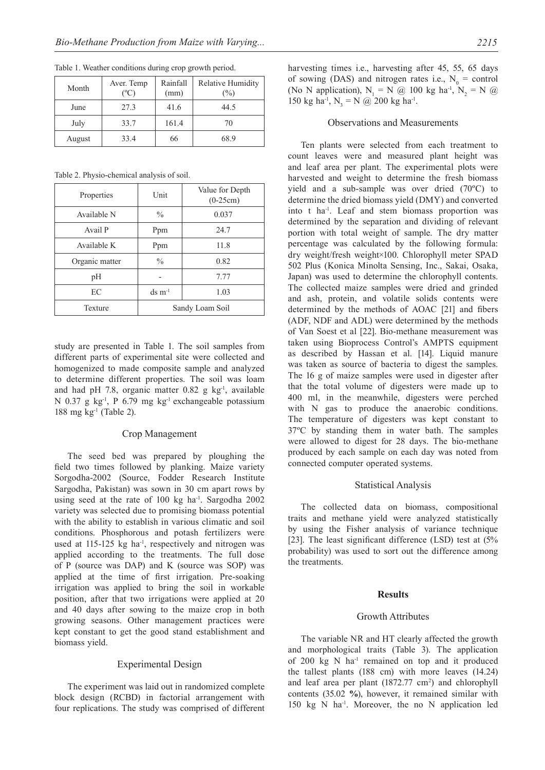Table 1. Weather conditions during crop growth period.

| Month | Aver. Temp (ºC) | Rainfall (mm) | Relative Humidity (%) |
|---|---|---|---|
| June | 27.3 | 41.6 | 44.5 |
| July | 33.7 | 161.4 | 70 |
| August | 33.4 | 66 | 68.9 |

Table 2. Physio-chemical analysis of soil.

| Properties | Unit | Value for Depth (0-25cm) |
|---|---|---|
| Available N | % | 0.037 |
| Avail P | Ppm | 24.7 |
| Available K | Ppm | 11.8 |
| Organic matter | % | 0.82 |
| pH | - | 7.77 |
| EC | ds $m^{-1}$ | 1.03 |
| Texture | Sandy Loam Soil | |

study are presented in Table 1. The soil samples from different parts of experimental site were collected and homogenized to made composite sample and analyzed to determine different properties. The soil was loam and had pH 7.8, organic matter 0.82 g $kg^{-1}$, available N 0.37 g $kg^{-1}$, P 6.79 mg $kg^{-1}$ exchangeable potassium 188 mg $kg^{-1}$ (Table 2).

### Crop Management

The seed bed was prepared by ploughing the field two times followed by planking. Maize variety Sorgodha-2002 (Source, Fodder Research Institute Sargodha, Pakistan) was sown in 30 cm apart rows by using seed at the rate of 100 kg $ha^{-1}$. Sargodha 2002 variety was selected due to promising biomass potential with the ability to establish in various climatic and soil conditions. Phosphorous and potash fertilizers were used at 115-125 kg $ha^{-1}$, respectively and nitrogen was applied according to the treatments. The full dose of P (source was DAP) and K (source was SOP) was applied at the time of first irrigation. Pre-soaking irrigation was applied to bring the soil in workable position, after that two irrigations were applied at 20 and 40 days after sowing to the maize crop in both growing seasons. Other management practices were kept constant to get the good stand establishment and biomass yield.

### Experimental Design

The experiment was laid out in randomized complete block design (RCBD) in factorial arrangement with four replications. The study was comprised of different harvesting times i.e., harvesting after 45, 55, 65 days of sowing (DAS) and nitrogen rates i.e., $N_0$ = control (No N application), $N_1$ = N @ 100 kg $ha^{-1}$, $N_2$ = N @ 150 kg $ha^{-1}$, $N_3$ = N @ 200 kg $ha^{-1}$.

### Observations and Measurements

Ten plants were selected from each treatment to count leaves were and measured plant height was and leaf area per plant. The experimental plots were harvested and weight to determine the fresh biomass yield and a sub-sample was over dried (70ºC) to determine the dried biomass yield (DMY) and converted into t $ha^{-1}$. Leaf and stem biomass proportion was determined by the separation and dividing of relevant portion with total weight of sample. The dry matter percentage was calculated by the following formula: dry weight/fresh weight×100. Chlorophyll meter SPAD 502 Plus (Konica Minolta Sensing, Inc., Sakai, Osaka, Japan) was used to determine the chlorophyll contents. The collected maize samples were dried and grinded and ash, protein, and volatile solids contents were determined by the methods of AOAC [21] and fibers (ADF, NDF and ADL) were determined by the methods of Van Soest et al [22]. Bio-methane measurement was taken using Bioprocess Control's AMPTS equipment as described by Hassan et al. [14]. Liquid manure was taken as source of bacteria to digest the samples. The 16 g of maize samples were used in digester after that the total volume of digesters were made up to 400 ml, in the meanwhile, digesters were perched with N gas to produce the anaerobic conditions. The temperature of digesters was kept constant to 37ºC by standing them in water bath. The samples were allowed to digest for 28 days. The bio-methane produced by each sample on each day was noted from connected computer operated systems.

### Statistical Analysis

The collected data on biomass, compositional traits and methane yield were analyzed statistically by using the Fisher analysis of variance technique [23]. The least significant difference (LSD) test at (5% probability) was used to sort out the difference among the treatments.

## Results

### Growth Attributes

The variable NR and HT clearly affected the growth and morphological traits (Table 3). The application of 200 kg N $ha^{-1}$ remained on top and it produced the tallest plants (188 cm) with more leaves (14.24) and leaf area per plant (1872.77 $cm^2$) and chlorophyll contents (35.02 **%**), however, it remained similar with 150 kg N $ha^{-1}$. Moreover, the no N application led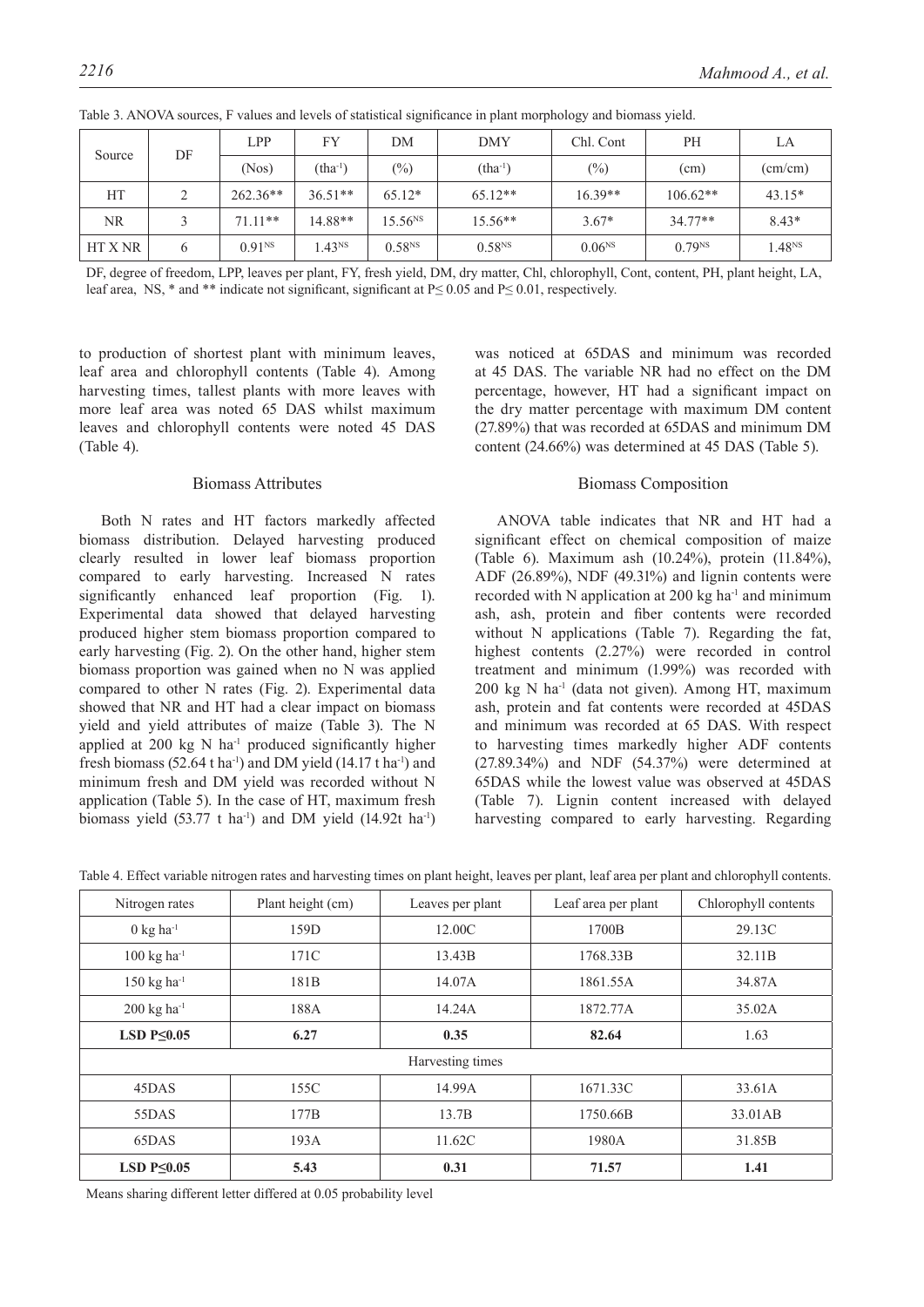Table 3. ANOVA sources, F values and levels of statistical significance in plant morphology and biomass yield.

| Source | DF | LPP | FY | DM | DMY | Chl. Cont | PH | LA |
|---|---|---|---|---|---|---|---|---|
| | | (Nos) | ($tha^{-1}$) | (%) | ($tha^{-1}$) | (%) | (cm) | (cm/cm) |
| HT | 2 | 262.36** | 36.51** | 65.12* | 65.12** | 16.39** | 106.62** | 43.15* |
| NR | 3 | 71.11** | 14.88** | 15.56$^{NS}$ | 15.56** | 3.67* | 34.77** | 8.43* |
| HT X NR | 6 | 0.91$^{NS}$ | 1.43$^{NS}$ | 0.58$^{NS}$ | 0.58$^{NS}$ | 0.06$^{NS}$ | 0.79$^{NS}$ | 1.48$^{NS}$ |

DF, degree of freedom, LPP, leaves per plant, FY, fresh yield, DM, dry matter, Chl, chlorophyll, Cont, content, PH, plant height, LA, leaf area, NS, * and ** indicate not significant, significant at P≤ 0.05 and P≤ 0.01, respectively.

to production of shortest plant with minimum leaves, leaf area and chlorophyll contents (Table 4). Among harvesting times, tallest plants with more leaves with more leaf area was noted 65 DAS whilst maximum leaves and chlorophyll contents were noted 45 DAS (Table 4).

## Biomass Attributes

Both N rates and HT factors markedly affected biomass distribution. Delayed harvesting produced clearly resulted in lower leaf biomass proportion compared to early harvesting. Increased N rates significantly enhanced leaf proportion (Fig. 1). Experimental data showed that delayed harvesting produced higher stem biomass proportion compared to early harvesting (Fig. 2). On the other hand, higher stem biomass proportion was gained when no N was applied compared to other N rates (Fig. 2). Experimental data showed that NR and HT had a clear impact on biomass yield and yield attributes of maize (Table 3). The N applied at 200 kg N ha$^{-1}$ produced significantly higher fresh biomass (52.64 t ha$^{-1}$) and DM yield (14.17 t ha$^{-1}$) and minimum fresh and DM yield was recorded without N application (Table 5). In the case of HT, maximum fresh biomass yield (53.77 t ha$^{-1}$) and DM yield (14.92t ha$^{-1}$) was noticed at 65DAS and minimum was recorded at 45 DAS. The variable NR had no effect on the DM percentage, however, HT had a significant impact on the dry matter percentage with maximum DM content (27.89%) that was recorded at 65DAS and minimum DM content (24.66%) was determined at 45 DAS (Table 5).

## Biomass Composition

ANOVA table indicates that NR and HT had a significant effect on chemical composition of maize (Table 6). Maximum ash (10.24%), protein (11.84%), ADF (26.89%), NDF (49.31%) and lignin contents were recorded with N application at 200 kg ha$^{-1}$ and minimum ash, ash, protein and fiber contents were recorded without N applications (Table 7). Regarding the fat, highest contents (2.27%) were recorded in control treatment and minimum (1.99%) was recorded with 200 kg N ha$^{-1}$ (data not given). Among HT, maximum ash, protein and fat contents were recorded at 45DAS and minimum was recorded at 65 DAS. With respect to harvesting times markedly higher ADF contents (27.89.34%) and NDF (54.37%) were determined at 65DAS while the lowest value was observed at 45DAS (Table 7). Lignin content increased with delayed harvesting compared to early harvesting. Regarding

Table 4. Effect variable nitrogen rates and harvesting times on plant height, leaves per plant, leaf area per plant and chlorophyll contents.

| Nitrogen rates | Plant height (cm) | Leaves per plant | Leaf area per plant | Chlorophyll contents |
|---|---|---|---|---|
| 0 kg ha$^{-1}$ | 159D | 12.00C | 1700B | 29.13C |
| 100 kg ha$^{-1}$ | 171C | 13.43B | 1768.33B | 32.11B |
| 150 kg ha$^{-1}$ | 181B | 14.07A | 1861.55A | 34.87A |
| 200 kg ha$^{-1}$ | 188A | 14.24A | 1872.77A | 35.02A |
| **LSD P≤0.05** | **6.27** | **0.35** | **82.64** | 1.63 |
| Harvesting times | | | | |
| 45DAS | 155C | 14.99A | 1671.33C | 33.61A |
| 55DAS | 177B | 13.7B | 1750.66B | 33.01AB |
| 65DAS | 193A | 11.62C | 1980A | 31.85B |
| **LSD P≤0.05** | **5.43** | **0.31** | **71.57** | **1.41** |

Means sharing different letter differed at 0.05 probability level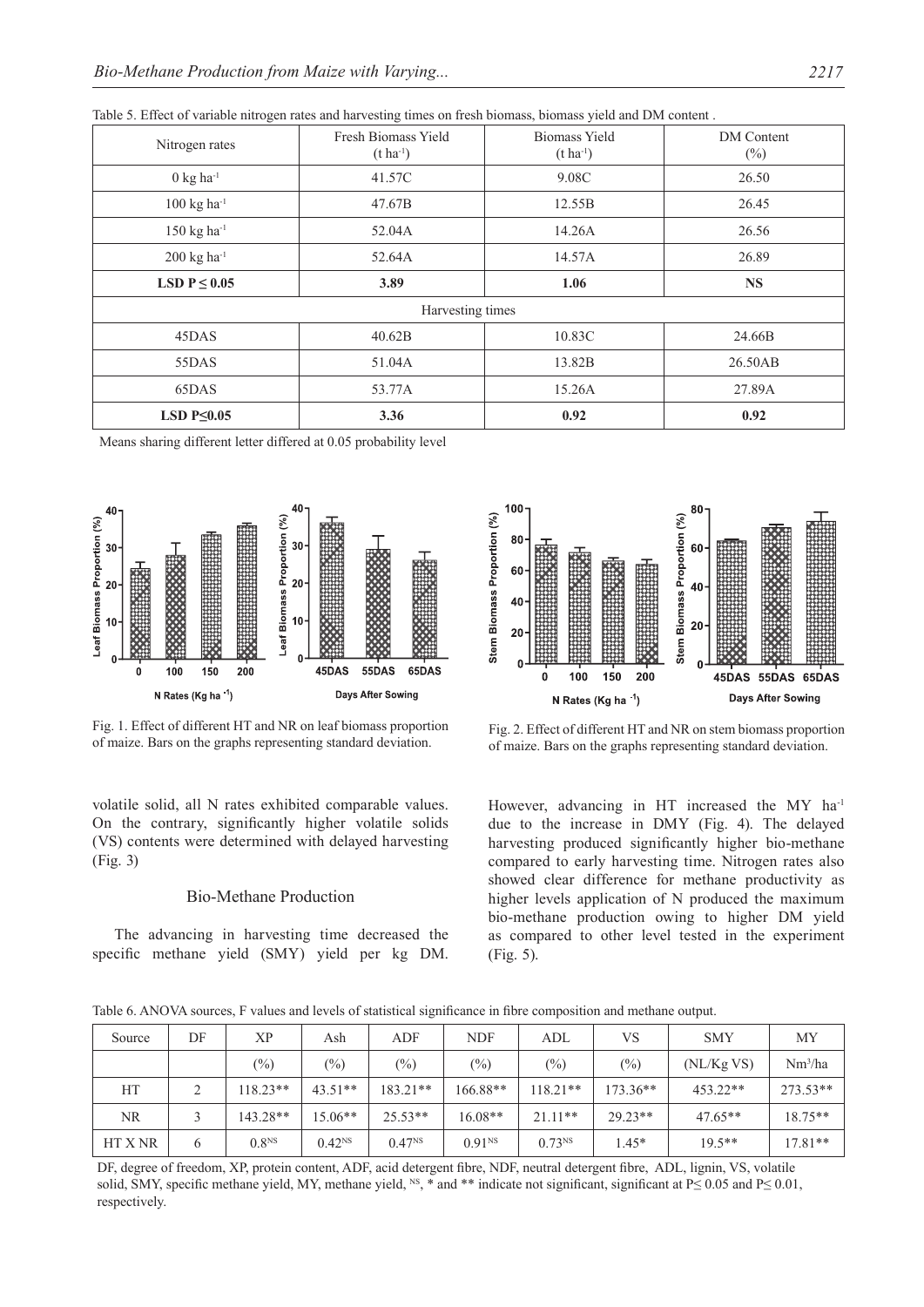Table 5. Effect of variable nitrogen rates and harvesting times on fresh biomass, biomass yield and DM content .

| Nitrogen rates | Fresh Biomass Yield (t ha$^{-1}$) | Biomass Yield (t ha$^{-1}$) | DM Content (%) |
|---|---|---|---|
| 0 kg ha$^{-1}$ | 41.57C | 9.08C | 26.50 |
| 100 kg ha$^{-1}$ | 47.67B | 12.55B | 26.45 |
| 150 kg ha$^{-1}$ | 52.04A | 14.26A | 26.56 |
| 200 kg ha$^{-1}$ | 52.64A | 14.57A | 26.89 |
| **LSD P ≤ 0.05** | **3.89** | **1.06** | **NS** |
| Harvesting times | | | |
| 45DAS | 40.62B | 10.83C | 24.66B |
| 55DAS | 51.04A | 13.82B | 26.50AB |
| 65DAS | 53.77A | 15.26A | 27.89A |
| **LSD P≤0.05** | **3.36** | **0.92** | **0.92** |

Means sharing different letter differed at 0.05 probability level

Fig. 1. Effect of different HT and NR on leaf biomass proportion of maize. Bars on the graphs representing standard deviation.

Fig. 2. Effect of different HT and NR on stem biomass proportion of maize. Bars on the graphs representing standard deviation.

volatile solid, all N rates exhibited comparable values. On the contrary, significantly higher volatile solids (VS) contents were determined with delayed harvesting (Fig. 3)

## Bio-Methane Production

The advancing in harvesting time decreased the specific methane yield (SMY) yield per kg DM. However, advancing in HT increased the MY ha$^{-1}$ due to the increase in DMY (Fig. 4). The delayed harvesting produced significantly higher bio-methane compared to early harvesting time. Nitrogen rates also showed clear difference for methane productivity as higher levels application of N produced the maximum bio-methane production owing to higher DM yield as compared to other level tested in the experiment (Fig. 5).

Table 6. ANOVA sources, F values and levels of statistical significance in fibre composition and methane output.

| Source | DF | XP | Ash | ADF | NDF | ADL | VS | SMY | MY |
|---|---|---|---|---|---|---|---|---|---|
| | | (%) | (%) | (%) | (%) | (%) | (%) | (NL/Kg VS) | Nm$^3$/ha |
| HT | 2 | 118.23** | 43.51** | 183.21** | 166.88** | 118.21** | 173.36** | 453.22** | 273.53** |
| NR | 3 | 143.28** | 15.06** | 25.53** | 16.08** | 21.11** | 29.23** | 47.65** | 18.75** |
| HT X NR | 6 | 0.8$^{NS}$ | 0.42$^{NS}$ | 0.47$^{NS}$ | 0.91$^{NS}$ | 0.73$^{NS}$ | 1.45* | 19.5** | 17.81** |

DF, degree of freedom, XP, protein content, ADF, acid detergent fibre, NDF, neutral detergent fibre, ADL, lignin, VS, volatile solid, SMY, specific methane yield, MY, methane yield, $^{NS}$, * and ** indicate not significant, significant at P≤ 0.05 and P≤ 0.01, respectively.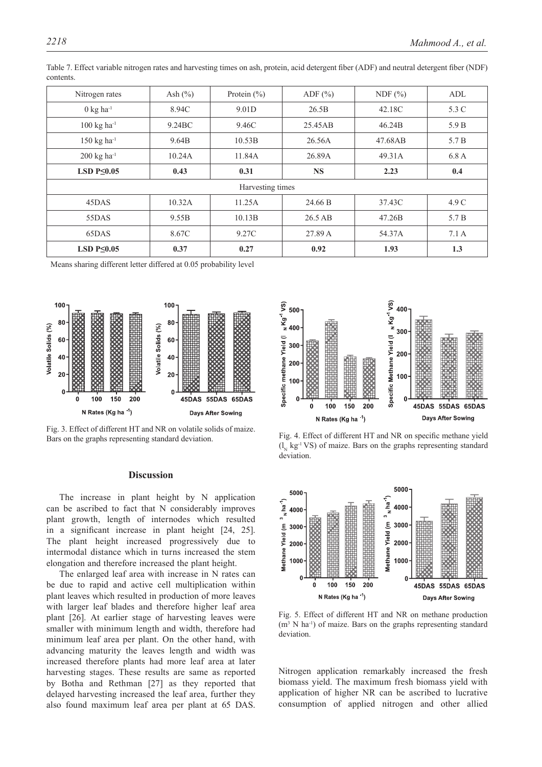Table 7. Effect variable nitrogen rates and harvesting times on ash, protein, acid detergent fiber (ADF) and neutral detergent fiber (NDF) contents.

| Nitrogen rates | Ash (%) | Protein (%) | ADF (%) | NDF (%) | ADL |
|---|---|---|---|---|---|
| 0 kg ha$^{-1}$ | 8.94C | 9.01D | 26.5B | 42.18C | 5.3 C |
| 100 kg ha$^{-1}$ | 9.24BC | 9.46C | 25.45AB | 46.24B | 5.9 B |
| 150 kg ha$^{-1}$ | 9.64B | 10.53B | 26.56A | 47.68AB | 5.7 B |
| 200 kg ha$^{-1}$ | 10.24A | 11.84A | 26.89A | 49.31A | 6.8 A |
| **LSD P≤0.05** | **0.43** | **0.31** | **NS** | **2.23** | **0.4** |
| Harvesting times | | | | | |
| 45DAS | 10.32A | 11.25A | 24.66 B | 37.43C | 4.9 C |
| 55DAS | 9.55B | 10.13B | 26.5 AB | 47.26B | 5.7 B |
| 65DAS | 8.67C | 9.27C | 27.89 A | 54.37A | 7.1 A |
| **LSD P≤0.05** | **0.37** | **0.27** | **0.92** | **1.93** | **1.3** |

Means sharing different letter differed at 0.05 probability level

Fig. 3. Effect of different HT and NR on volatile solids of maize. Bars on the graphs representing standard deviation.

Fig. 4. Effect of different HT and NR on specific methane yield ($l_N$ kg$^{-1}$ VS) of maize. Bars on the graphs representing standard deviation.

Fig. 5. Effect of different HT and NR on methane production ($m^3$ N ha$^{-1}$) of maize. Bars on the graphs representing standard deviation.

## Discussion

The increase in plant height by N application can be ascribed to fact that N considerably improves plant growth, length of internodes which resulted in a significant increase in plant height [24, 25]. The plant height increased progressively due to intermodal distance which in turns increased the stem elongation and therefore increased the plant height.

The enlarged leaf area with increase in N rates can be due to rapid and active cell multiplication within plant leaves which resulted in production of more leaves with larger leaf blades and therefore higher leaf area plant [26]. At earlier stage of harvesting leaves were smaller with minimum length and width, therefore had minimum leaf area per plant. On the other hand, with advancing maturity the leaves length and width was increased therefore plants had more leaf area at later harvesting stages. These results are same as reported by Botha and Rethman [27] as they reported that delayed harvesting increased the leaf area, further they also found maximum leaf area per plant at 65 DAS.

Nitrogen application remarkably increased the fresh biomass yield. The maximum fresh biomass yield with application of higher NR can be ascribed to lucrative consumption of applied nitrogen and other allied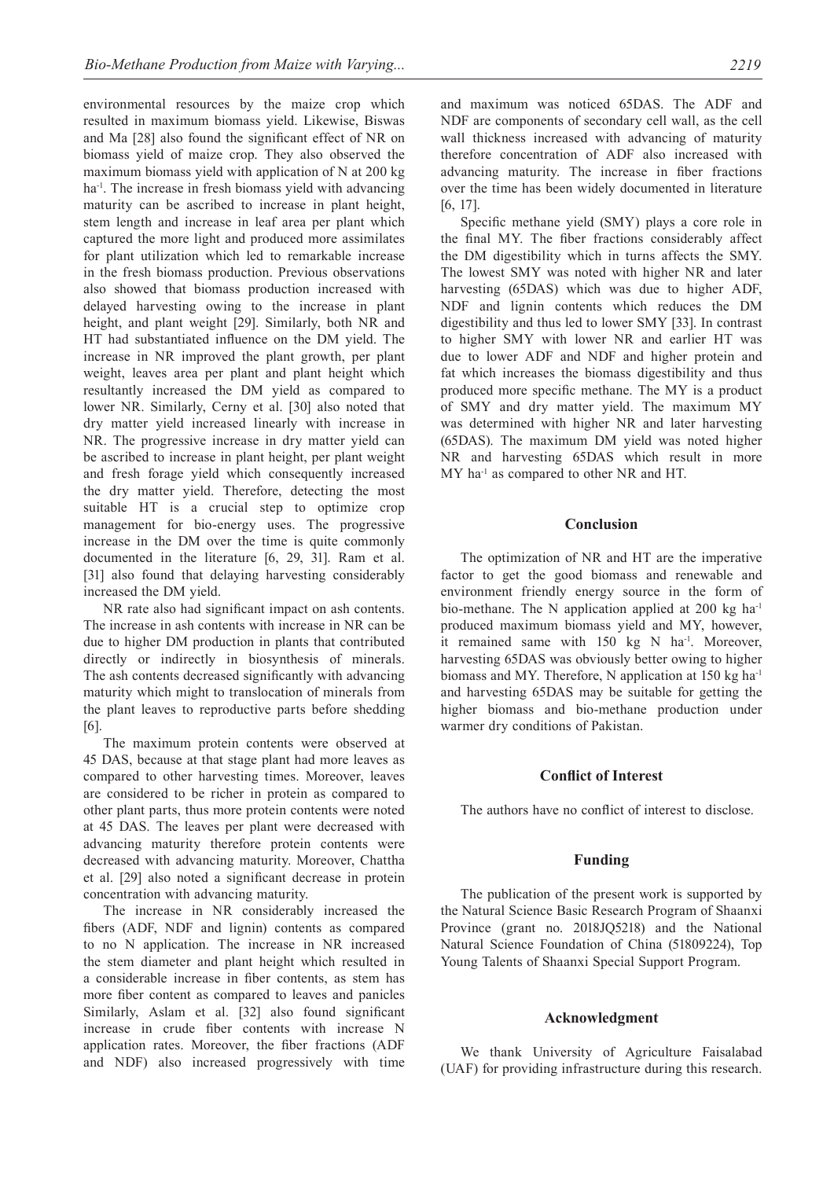environmental resources by the maize crop which resulted in maximum biomass yield. Likewise, Biswas and Ma [28] also found the significant effect of NR on biomass yield of maize crop. They also observed the maximum biomass yield with application of N at 200 kg ha$^{-1}$. The increase in fresh biomass yield with advancing maturity can be ascribed to increase in plant height, stem length and increase in leaf area per plant which captured the more light and produced more assimilates for plant utilization which led to remarkable increase in the fresh biomass production. Previous observations also showed that biomass production increased with delayed harvesting owing to the increase in plant height, and plant weight [29]. Similarly, both NR and HT had substantiated influence on the DM yield. The increase in NR improved the plant growth, per plant weight, leaves area per plant and plant height which resultantly increased the DM yield as compared to lower NR. Similarly, Cerny et al. [30] also noted that dry matter yield increased linearly with increase in NR. The progressive increase in dry matter yield can be ascribed to increase in plant height, per plant weight and fresh forage yield which consequently increased the dry matter yield. Therefore, detecting the most suitable HT is a crucial step to optimize crop management for bio-energy uses. The progressive increase in the DM over the time is quite commonly documented in the literature [6, 29, 31]. Ram et al. [31] also found that delaying harvesting considerably increased the DM yield.

NR rate also had significant impact on ash contents. The increase in ash contents with increase in NR can be due to higher DM production in plants that contributed directly or indirectly in biosynthesis of minerals. The ash contents decreased significantly with advancing maturity which might to translocation of minerals from the plant leaves to reproductive parts before shedding [6].

The maximum protein contents were observed at 45 DAS, because at that stage plant had more leaves as compared to other harvesting times. Moreover, leaves are considered to be richer in protein as compared to other plant parts, thus more protein contents were noted at 45 DAS. The leaves per plant were decreased with advancing maturity therefore protein contents were decreased with advancing maturity. Moreover, Chattha et al. [29] also noted a significant decrease in protein concentration with advancing maturity.

The increase in NR considerably increased the fibers (ADF, NDF and lignin) contents as compared to no N application. The increase in NR increased the stem diameter and plant height which resulted in a considerable increase in fiber contents, as stem has more fiber content as compared to leaves and panicles Similarly, Aslam et al. [32] also found significant increase in crude fiber contents with increase N application rates. Moreover, the fiber fractions (ADF and NDF) also increased progressively with time and maximum was noticed 65DAS. The ADF and NDF are components of secondary cell wall, as the cell wall thickness increased with advancing of maturity therefore concentration of ADF also increased with advancing maturity. The increase in fiber fractions over the time has been widely documented in literature [6, 17].

Specific methane yield (SMY) plays a core role in the final MY. The fiber fractions considerably affect the DM digestibility which in turns affects the SMY. The lowest SMY was noted with higher NR and later harvesting (65DAS) which was due to higher ADF, NDF and lignin contents which reduces the DM digestibility and thus led to lower SMY [33]. In contrast to higher SMY with lower NR and earlier HT was due to lower ADF and NDF and higher protein and fat which increases the biomass digestibility and thus produced more specific methane. The MY is a product of SMY and dry matter yield. The maximum MY was determined with higher NR and later harvesting (65DAS). The maximum DM yield was noted higher NR and harvesting 65DAS which result in more MY ha$^{-1}$ as compared to other NR and HT.

## Conclusion

The optimization of NR and HT are the imperative factor to get the good biomass and renewable and environment friendly energy source in the form of bio-methane. The N application applied at 200 kg ha$^{-1}$ produced maximum biomass yield and MY, however, it remained same with 150 kg N ha$^{-1}$. Moreover, harvesting 65DAS was obviously better owing to higher biomass and MY. Therefore, N application at 150 kg ha$^{-1}$ and harvesting 65DAS may be suitable for getting the higher biomass and bio-methane production under warmer dry conditions of Pakistan.

## Conflict of Interest

The authors have no conflict of interest to disclose.

## Funding

The publication of the present work is supported by the Natural Science Basic Research Program of Shaanxi Province (grant no. 2018JQ5218) and the National Natural Science Foundation of China (51809224), Top Young Talents of Shaanxi Special Support Program.

## Acknowledgment

We thank University of Agriculture Faisalabad (UAF) for providing infrastructure during this research.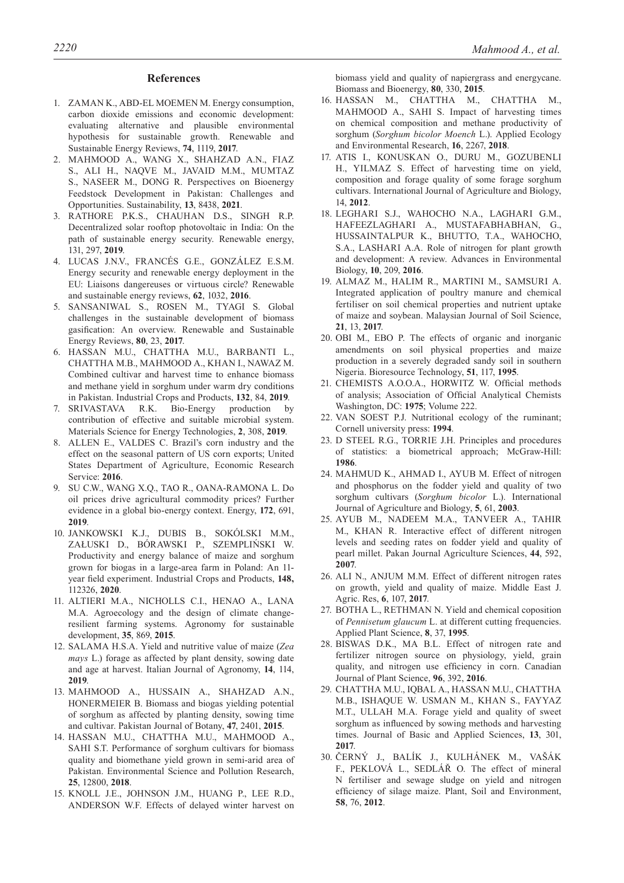## References

1. ZAMAN K., ABD-EL MOEMEN M. Energy consumption, carbon dioxide emissions and economic development: evaluating alternative and plausible environmental hypothesis for sustainable growth. Renewable and Sustainable Energy Reviews, **74**, 1119, **2017**.
2. MAHMOOD A., WANG X., SHAHZAD A.N., FIAZ S., ALI H., NAQVE M., JAVAID M.M., MUMTAZ S., NASEER M., DONG R. Perspectives on Bioenergy Feedstock Development in Pakistan: Challenges and Opportunities. Sustainability, **13**, 8438, **2021**.
3. RATHORE P.K.S., CHAUHAN D.S., SINGH R.P. Decentralized solar rooftop photovoltaic in India: On the path of sustainable energy security. Renewable energy, 131, 297, **2019**.
4. LUCAS J.N.V., FRANCÉS G.E., GONZÁLEZ E.S.M. Energy security and renewable energy deployment in the EU: Liaisons dangereuses or virtuous circle? Renewable and sustainable energy reviews, **62**, 1032, **2016**.
5. SANSANIWAL S., ROSEN M., TYAGI S. Global challenges in the sustainable development of biomass gasification: An overview. Renewable and Sustainable Energy Reviews, **80**, 23, **2017**.
6. HASSAN M.U., CHATTHA M.U., BARBANTI L., CHATTHA M.B., MAHMOOD A., KHAN I., NAWAZ M. Combined cultivar and harvest time to enhance biomass and methane yield in sorghum under warm dry conditions in Pakistan. Industrial Crops and Products, **132**, 84, **2019**.
7. SRIVASTAVA R.K. Bio-Energy production by contribution of effective and suitable microbial system. Materials Science for Energy Technologies, **2**, 308, **2019**.
8. ALLEN E., VALDES C. Brazil's corn industry and the effect on the seasonal pattern of US corn exports; United States Department of Agriculture, Economic Research Service: **2016**.
9. SU C.W., WANG X.Q., TAO R., OANA-RAMONA L. Do oil prices drive agricultural commodity prices? Further evidence in a global bio-energy context. Energy, **172**, 691, **2019**.
10. JANKOWSKI K.J., DUBIS B., SOKÓLSKI M.M., ZAŁUSKI D., BÓRAWSKI P., SZEMPLIŃSKI W. Productivity and energy balance of maize and sorghum grown for biogas in a large-area farm in Poland: An 11-year field experiment. Industrial Crops and Products, **148,** 112326, **2020**.
11. ALTIERI M.A., NICHOLLS C.I., HENAO A., LANA M.A. Agroecology and the design of climate change-resilient farming systems. Agronomy for sustainable development, **35**, 869, **2015**.
12. SALAMA H.S.A. Yield and nutritive value of maize (*Zea mays* L.) forage as affected by plant density, sowing date and age at harvest. Italian Journal of Agronomy, **14**, 114, **2019**.
13. MAHMOOD A., HUSSAIN A., SHAHZAD A.N., HONERMEIER B. Biomass and biogas yielding potential of sorghum as affected by planting density, sowing time and cultivar. Pakistan Journal of Botany, **47**, 2401, **2015**.
14. HASSAN M.U., CHATTHA M.U., MAHMOOD A., SAHI S.T. Performance of sorghum cultivars for biomass quality and biomethane yield grown in semi-arid area of Pakistan. Environmental Science and Pollution Research, **25**, 12800, **2018**.
15. KNOLL J.E., JOHNSON J.M., HUANG P., LEE R.D., ANDERSON W.F. Effects of delayed winter harvest on biomass yield and quality of napiergrass and energycane. Biomass and Bioenergy, **80**, 330, **2015**.
16. HASSAN M., CHATTHA M., CHATTHA M., MAHMOOD A., SAHI S. Impact of harvesting times on chemical composition and methane productivity of sorghum (*Sorghum bicolor Moench* L.). Applied Ecology and Environmental Research, **16**, 2267, **2018**.
17. ATIS I., KONUSKAN O., DURU M., GOZUBENLI H., YILMAZ S. Effect of harvesting time on yield, composition and forage quality of some forage sorghum cultivars. International Journal of Agriculture and Biology, 14, **2012**.
18. LEGHARI S.J., WAHOCHO N.A., LAGHARI G.M., HAFEEZLAGHARI A., MUSTAFABHABHAN, G., HUSSAINTALPUR K., BHUTTO, T.A., WAHOCHO, S.A., LASHARI A.A. Role of nitrogen for plant growth and development: A review. Advances in Environmental Biology, **10**, 209, **2016**.
19. ALMAZ M., HALIM R., MARTINI M., SAMSURI A. Integrated application of poultry manure and chemical fertiliser on soil chemical properties and nutrient uptake of maize and soybean. Malaysian Journal of Soil Science, **21**, 13, **2017**.
20. OBI M., EBO P. The effects of organic and inorganic amendments on soil physical properties and maize production in a severely degraded sandy soil in southern Nigeria. Bioresource Technology, **51**, 117, **1995**.
21. CHEMISTS A.O.O.A., HORWITZ W. Official methods of analysis; Association of Official Analytical Chemists Washington, DC: **1975**; Volume 222.
22. VAN SOEST P.J. Nutritional ecology of the ruminant; Cornell university press: **1994**.
23. D STEEL R.G., TORRIE J.H. Principles and procedures of statistics: a biometrical approach; McGraw-Hill: **1986**.
24. MAHMUD K., AHMAD I., AYUB M. Effect of nitrogen and phosphorus on the fodder yield and quality of two sorghum cultivars (*Sorghum bicolor* L.). International Journal of Agriculture and Biology, **5**, 61, **2003**.
25. AYUB M., NADEEM M.A., TANVEER A., TAHIR M., KHAN R. Interactive effect of different nitrogen levels and seeding rates on fodder yield and quality of pearl millet. Pakan Journal Agriculture Sciences, **44**, 592, **2007**.
26. ALI N., ANJUM M.M. Effect of different nitrogen rates on growth, yield and quality of maize. Middle East J. Agric. Res, **6**, 107, **2017**.
27. BOTHA L., RETHMAN N. Yield and chemical coposition of *Pennisetum glaucum* L. at different cutting frequencies. Applied Plant Science, **8**, 37, **1995**.
28. BISWAS D.K., MA B.L. Effect of nitrogen rate and fertilizer nitrogen source on physiology, yield, grain quality, and nitrogen use efficiency in corn. Canadian Journal of Plant Science, **96**, 392, **2016**.
29. CHATTHA M.U., IQBAL A., HASSAN M.U., CHATTHA M.B., ISHAQUE W. USMAN M., KHAN S., FAYYAZ M.T., ULLAH M.A. Forage yield and quality of sweet sorghum as influenced by sowing methods and harvesting times. Journal of Basic and Applied Sciences, **13**, 301, **2017**.
30. ČERNÝ J., BALÍK J., KULHÁNEK M., VAŠÁK F., PEKLOVÁ L., SEDLÁŘ O. The effect of mineral N fertiliser and sewage sludge on yield and nitrogen efficiency of silage maize. Plant, Soil and Environment, **58**, 76, **2012**.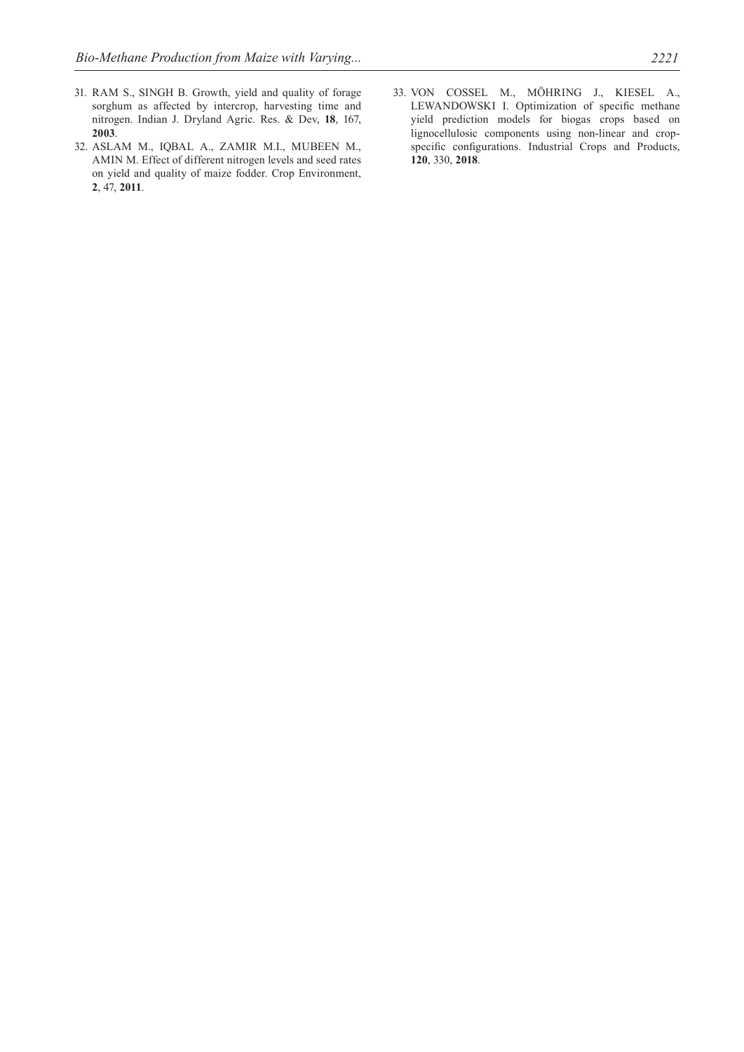31. RAM S., SINGH B. Growth, yield and quality of forage sorghum as affected by intercrop, harvesting time and nitrogen. Indian J. Dryland Agric. Res. & Dev, **18**, 167, **2003**.
32. ASLAM M., IQBAL A., ZAMIR M.I., MUBEEN M., AMIN M. Effect of different nitrogen levels and seed rates on yield and quality of maize fodder. Crop Environment, **2**, 47, **2011**.
33. VON COSSEL M., MÖHRING J., KIESEL A., LEWANDOWSKI I. Optimization of specific methane yield prediction models for biogas crops based on lignocellulosic components using non-linear and crop-specific configurations. Industrial Crops and Products, **120**, 330, **2018**.